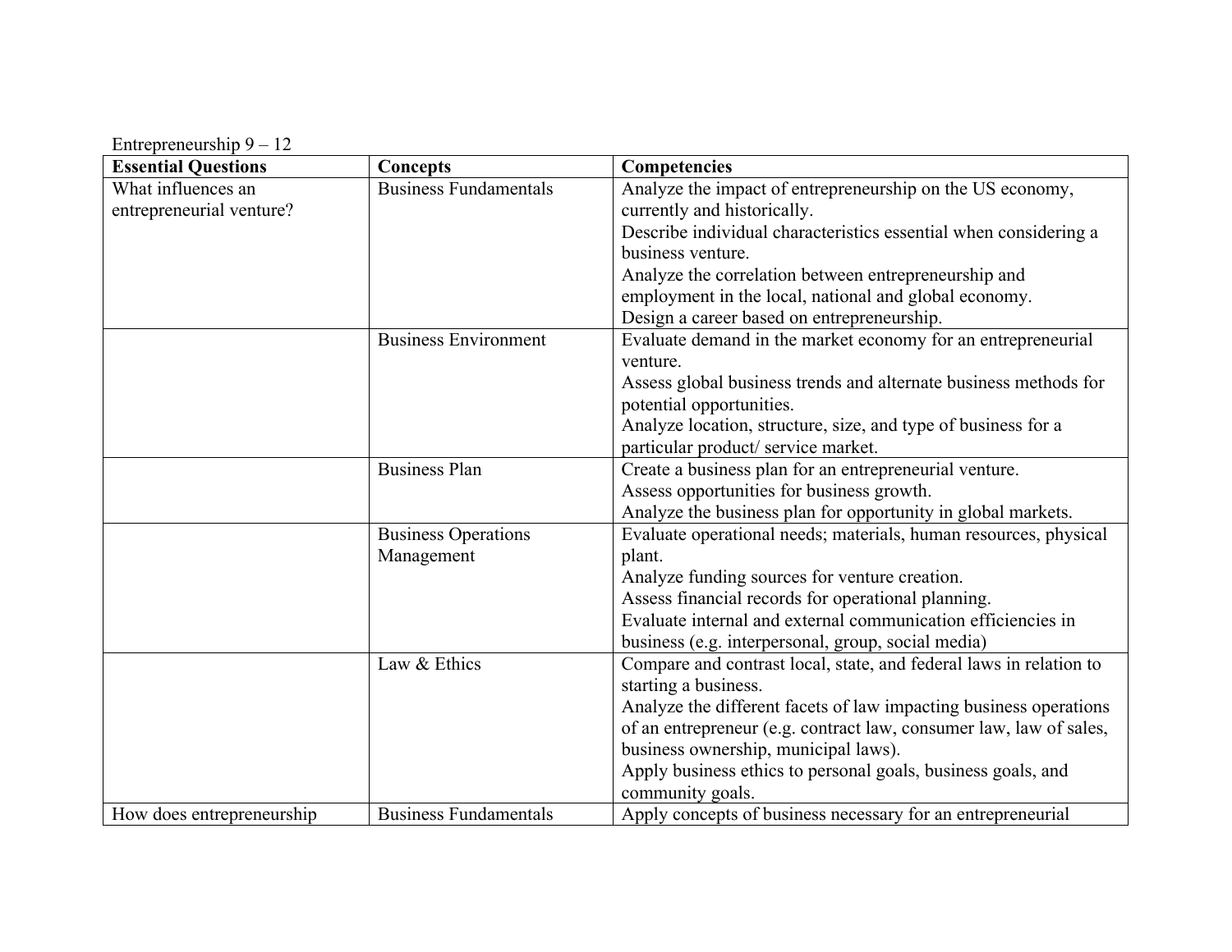Entrepreneurship 9 – 12

| Essential Questions | Concepts | Competencies |
| --- | --- | --- |
| What influences an entrepreneurial venture? | Business Fundamentals | Analyze the impact of entrepreneurship on the US economy, currently and historically.<br>Describe individual characteristics essential when considering a business venture.<br>Analyze the correlation between entrepreneurship and employment in the local, national and global economy.<br>Design a career based on entrepreneurship. |
| | Business Environment | Evaluate demand in the market economy for an entrepreneurial venture.<br>Assess global business trends and alternate business methods for potential opportunities.<br>Analyze location, structure, size, and type of business for a particular product/ service market. |
| | Business Plan | Create a business plan for an entrepreneurial venture.<br>Assess opportunities for business growth.<br>Analyze the business plan for opportunity in global markets. |
| | Business Operations Management | Evaluate operational needs; materials, human resources, physical plant.<br>Analyze funding sources for venture creation.<br>Assess financial records for operational planning.<br>Evaluate internal and external communication efficiencies in business (e.g. interpersonal, group, social media) |
| | Law & Ethics | Compare and contrast local, state, and federal laws in relation to starting a business.<br>Analyze the different facets of law impacting business operations of an entrepreneur (e.g. contract law, consumer law, law of sales, business ownership, municipal laws).<br>Apply business ethics to personal goals, business goals, and community goals. |
| How does entrepreneurship | Business Fundamentals | Apply concepts of business necessary for an entrepreneurial |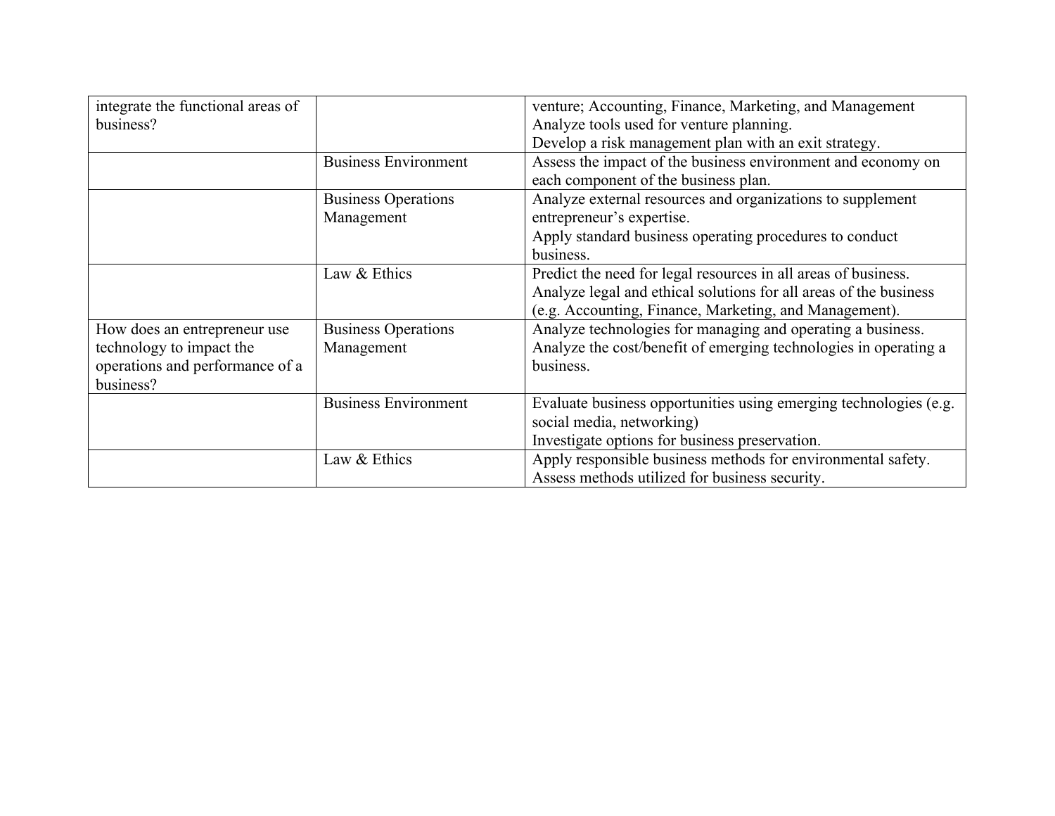| | | |
|---|---|---|
| integrate the functional areas of business? | | venture; Accounting, Finance, Marketing, and Management<br>Analyze tools used for venture planning.<br>Develop a risk management plan with an exit strategy. |
| | Business Environment | Assess the impact of the business environment and economy on each component of the business plan. |
| | Business Operations Management | Analyze external resources and organizations to supplement entrepreneur's expertise.<br>Apply standard business operating procedures to conduct business. |
| | Law & Ethics | Predict the need for legal resources in all areas of business.<br>Analyze legal and ethical solutions for all areas of the business (e.g. Accounting, Finance, Marketing, and Management). |
| How does an entrepreneur use technology to impact the operations and performance of a business? | Business Operations Management | Analyze technologies for managing and operating a business.<br>Analyze the cost/benefit of emerging technologies in operating a business. |
| | Business Environment | Evaluate business opportunities using emerging technologies (e.g. social media, networking)<br>Investigate options for business preservation. |
| | Law & Ethics | Apply responsible business methods for environmental safety.<br>Assess methods utilized for business security. |